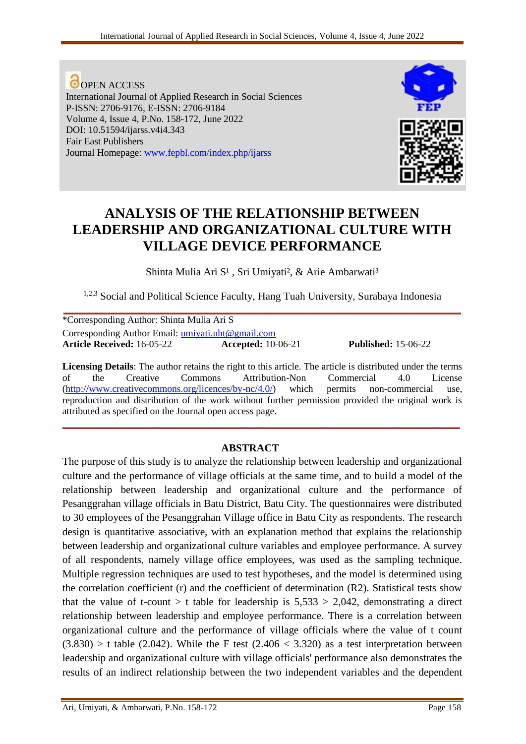OPEN ACCESS
International Journal of Applied Research in Social Sciences
P-ISSN: 2706-9176, E-ISSN: 2706-9184
Volume 4, Issue 4, P.No. 158-172, June 2022
DOI: 10.51594/ijarss.v4i4.343
Fair East Publishers
Journal Homepage: www.fepbl.com/index.php/ijarss

# ANALYSIS OF THE RELATIONSHIP BETWEEN LEADERSHIP AND ORGANIZATIONAL CULTURE WITH VILLAGE DEVICE PERFORMANCE

Shinta Mulia Ari S[1] , Sri Umiyati[2], & Arie Ambarwati[3]

[1,2,3] Social and Political Science Faculty, Hang Tuah University, Surabaya Indonesia

*Corresponding Author: Shinta Mulia Ari S
Corresponding Author Email: umiyati.uht@gmail.com
**Article Received:** 16-05-22 **Accepted:** 10-06-21 **Published:** 15-06-22

**Licensing Details**: The author retains the right to this article. The article is distributed under the terms of the Creative Commons Attribution-Non Commercial 4.0 License (http://www.creativecommons.org/licences/by-nc/4.0/) which permits non-commercial use, reproduction and distribution of the work without further permission provided the original work is attributed as specified on the Journal open access page.

## ABSTRACT

The purpose of this study is to analyze the relationship between leadership and organizational culture and the performance of village officials at the same time, and to build a model of the relationship between leadership and organizational culture and the performance of Pesanggrahan village officials in Batu District, Batu City. The questionnaires were distributed to 30 employees of the Pesanggrahan Village office in Batu City as respondents. The research design is quantitative associative, with an explanation method that explains the relationship between leadership and organizational culture variables and employee performance. A survey of all respondents, namely village office employees, was used as the sampling technique. Multiple regression techniques are used to test hypotheses, and the model is determined using the correlation coefficient (r) and the coefficient of determination (R2). Statistical tests show that the value of t-count > t table for leadership is 5,533 > 2,042, demonstrating a direct relationship between leadership and employee performance. There is a correlation between organizational culture and the performance of village officials where the value of t count (3.830) > t table (2.042). While the F test (2.406 < 3.320) as a test interpretation between leadership and organizational culture with village officials' performance also demonstrates the results of an indirect relationship between the two independent variables and the dependent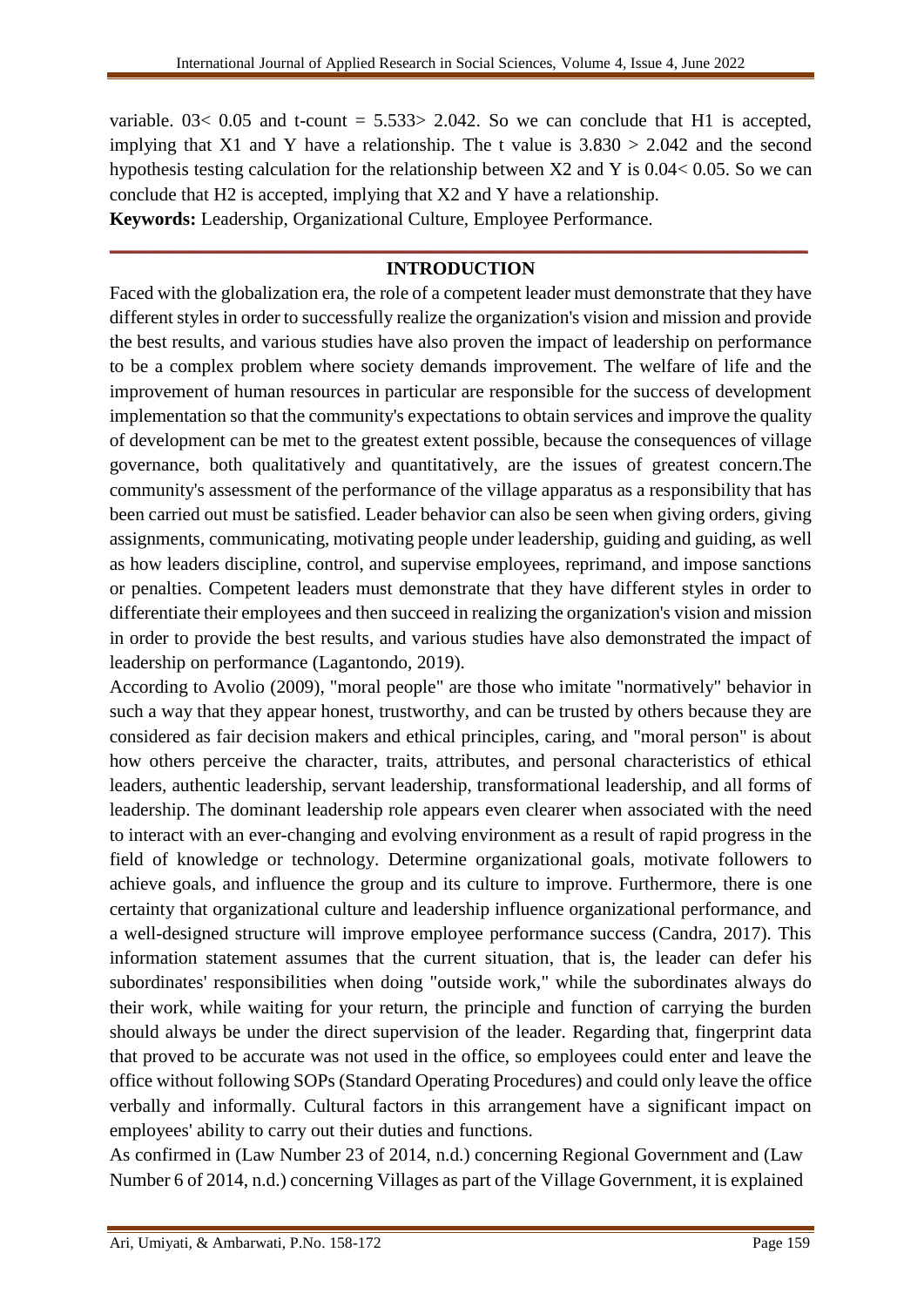variable. 03< 0.05 and t-count = 5.533> 2.042. So we can conclude that H1 is accepted, implying that X1 and Y have a relationship. The t value is 3.830 > 2.042 and the second hypothesis testing calculation for the relationship between X2 and Y is 0.04< 0.05. So we can conclude that H2 is accepted, implying that X2 and Y have a relationship.

**Keywords:** Leadership, Organizational Culture, Employee Performance.

## INTRODUCTION

Faced with the globalization era, the role of a competent leader must demonstrate that they have different styles in order to successfully realize the organization's vision and mission and provide the best results, and various studies have also proven the impact of leadership on performance to be a complex problem where society demands improvement. The welfare of life and the improvement of human resources in particular are responsible for the success of development implementation so that the community's expectations to obtain services and improve the quality of development can be met to the greatest extent possible, because the consequences of village governance, both qualitatively and quantitatively, are the issues of greatest concern.The community's assessment of the performance of the village apparatus as a responsibility that has been carried out must be satisfied. Leader behavior can also be seen when giving orders, giving assignments, communicating, motivating people under leadership, guiding and guiding, as well as how leaders discipline, control, and supervise employees, reprimand, and impose sanctions or penalties. Competent leaders must demonstrate that they have different styles in order to differentiate their employees and then succeed in realizing the organization's vision and mission in order to provide the best results, and various studies have also demonstrated the impact of leadership on performance (Lagantondo, 2019).

According to Avolio (2009), "moral people" are those who imitate "normatively" behavior in such a way that they appear honest, trustworthy, and can be trusted by others because they are considered as fair decision makers and ethical principles, caring, and "moral person" is about how others perceive the character, traits, attributes, and personal characteristics of ethical leaders, authentic leadership, servant leadership, transformational leadership, and all forms of leadership. The dominant leadership role appears even clearer when associated with the need to interact with an ever-changing and evolving environment as a result of rapid progress in the field of knowledge or technology. Determine organizational goals, motivate followers to achieve goals, and influence the group and its culture to improve. Furthermore, there is one certainty that organizational culture and leadership influence organizational performance, and a well-designed structure will improve employee performance success (Candra, 2017). This information statement assumes that the current situation, that is, the leader can defer his subordinates' responsibilities when doing "outside work," while the subordinates always do their work, while waiting for your return, the principle and function of carrying the burden should always be under the direct supervision of the leader. Regarding that, fingerprint data that proved to be accurate was not used in the office, so employees could enter and leave the office without following SOPs (Standard Operating Procedures) and could only leave the office verbally and informally. Cultural factors in this arrangement have a significant impact on employees' ability to carry out their duties and functions.

As confirmed in (Law Number 23 of 2014, n.d.) concerning Regional Government and (Law Number 6 of 2014, n.d.) concerning Villages as part of the Village Government, it is explained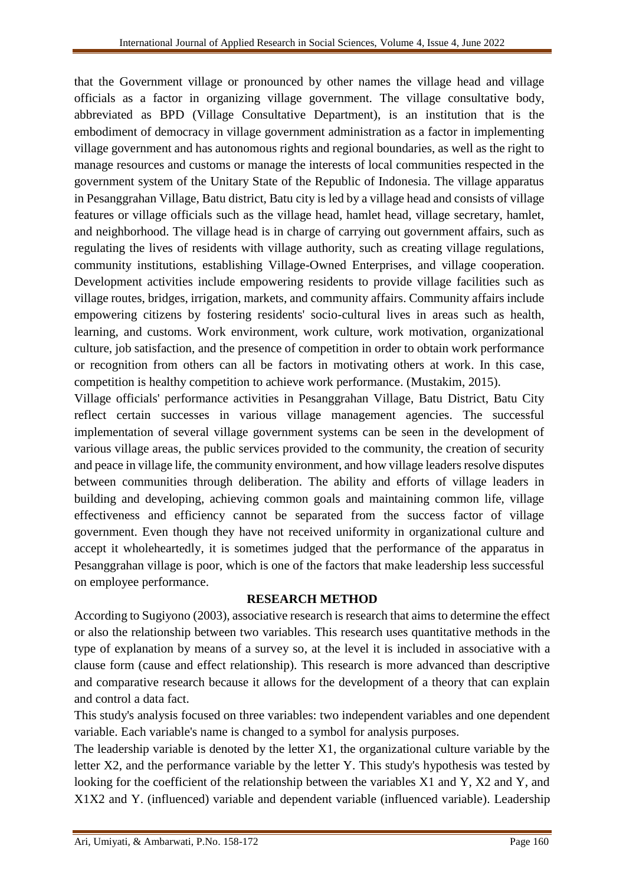that the Government village or pronounced by other names the village head and village officials as a factor in organizing village government. The village consultative body, abbreviated as BPD (Village Consultative Department), is an institution that is the embodiment of democracy in village government administration as a factor in implementing village government and has autonomous rights and regional boundaries, as well as the right to manage resources and customs or manage the interests of local communities respected in the government system of the Unitary State of the Republic of Indonesia. The village apparatus in Pesanggrahan Village, Batu district, Batu city is led by a village head and consists of village features or village officials such as the village head, hamlet head, village secretary, hamlet, and neighborhood. The village head is in charge of carrying out government affairs, such as regulating the lives of residents with village authority, such as creating village regulations, community institutions, establishing Village-Owned Enterprises, and village cooperation. Development activities include empowering residents to provide village facilities such as village routes, bridges, irrigation, markets, and community affairs. Community affairs include empowering citizens by fostering residents' socio-cultural lives in areas such as health, learning, and customs. Work environment, work culture, work motivation, organizational culture, job satisfaction, and the presence of competition in order to obtain work performance or recognition from others can all be factors in motivating others at work. In this case, competition is healthy competition to achieve work performance. (Mustakim, 2015).

Village officials' performance activities in Pesanggrahan Village, Batu District, Batu City reflect certain successes in various village management agencies. The successful implementation of several village government systems can be seen in the development of various village areas, the public services provided to the community, the creation of security and peace in village life, the community environment, and how village leaders resolve disputes between communities through deliberation. The ability and efforts of village leaders in building and developing, achieving common goals and maintaining common life, village effectiveness and efficiency cannot be separated from the success factor of village government. Even though they have not received uniformity in organizational culture and accept it wholeheartedly, it is sometimes judged that the performance of the apparatus in Pesanggrahan village is poor, which is one of the factors that make leadership less successful on employee performance.

## RESEARCH METHOD

According to Sugiyono (2003), associative research is research that aims to determine the effect or also the relationship between two variables. This research uses quantitative methods in the type of explanation by means of a survey so, at the level it is included in associative with a clause form (cause and effect relationship). This research is more advanced than descriptive and comparative research because it allows for the development of a theory that can explain and control a data fact.

This study's analysis focused on three variables: two independent variables and one dependent variable. Each variable's name is changed to a symbol for analysis purposes.

The leadership variable is denoted by the letter X1, the organizational culture variable by the letter X2, and the performance variable by the letter Y. This study's hypothesis was tested by looking for the coefficient of the relationship between the variables X1 and Y, X2 and Y, and X1X2 and Y. (influenced) variable and dependent variable (influenced variable). Leadership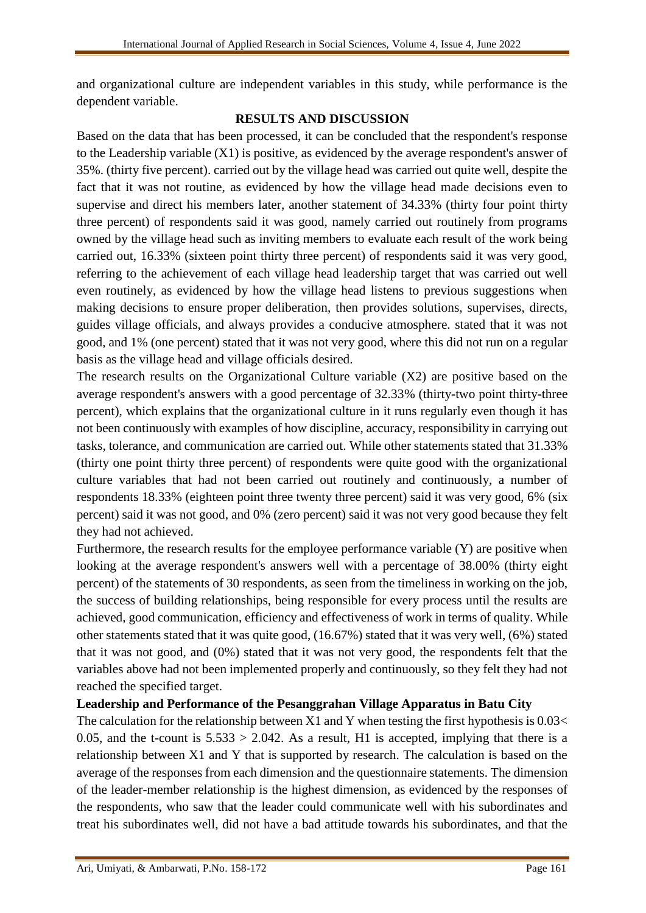and organizational culture are independent variables in this study, while performance is the dependent variable.

## RESULTS AND DISCUSSION

Based on the data that has been processed, it can be concluded that the respondent's response to the Leadership variable (X1) is positive, as evidenced by the average respondent's answer of 35%. (thirty five percent). carried out by the village head was carried out quite well, despite the fact that it was not routine, as evidenced by how the village head made decisions even to supervise and direct his members later, another statement of 34.33% (thirty four point thirty three percent) of respondents said it was good, namely carried out routinely from programs owned by the village head such as inviting members to evaluate each result of the work being carried out, 16.33% (sixteen point thirty three percent) of respondents said it was very good, referring to the achievement of each village head leadership target that was carried out well even routinely, as evidenced by how the village head listens to previous suggestions when making decisions to ensure proper deliberation, then provides solutions, supervises, directs, guides village officials, and always provides a conducive atmosphere. stated that it was not good, and 1% (one percent) stated that it was not very good, where this did not run on a regular basis as the village head and village officials desired.

The research results on the Organizational Culture variable (X2) are positive based on the average respondent's answers with a good percentage of 32.33% (thirty-two point thirty-three percent), which explains that the organizational culture in it runs regularly even though it has not been continuously with examples of how discipline, accuracy, responsibility in carrying out tasks, tolerance, and communication are carried out. While other statements stated that 31.33% (thirty one point thirty three percent) of respondents were quite good with the organizational culture variables that had not been carried out routinely and continuously, a number of respondents 18.33% (eighteen point three twenty three percent) said it was very good, 6% (six percent) said it was not good, and 0% (zero percent) said it was not very good because they felt they had not achieved.

Furthermore, the research results for the employee performance variable (Y) are positive when looking at the average respondent's answers well with a percentage of 38.00% (thirty eight percent) of the statements of 30 respondents, as seen from the timeliness in working on the job, the success of building relationships, being responsible for every process until the results are achieved, good communication, efficiency and effectiveness of work in terms of quality. While other statements stated that it was quite good, (16.67%) stated that it was very well, (6%) stated that it was not good, and (0%) stated that it was not very good, the respondents felt that the variables above had not been implemented properly and continuously, so they felt they had not reached the specified target.

### Leadership and Performance of the Pesanggrahan Village Apparatus in Batu City

The calculation for the relationship between X1 and Y when testing the first hypothesis is $0.03 < 0.05$, and the t-count is $5.533 > 2.042$. As a result, H1 is accepted, implying that there is a relationship between X1 and Y that is supported by research. The calculation is based on the average of the responses from each dimension and the questionnaire statements. The dimension of the leader-member relationship is the highest dimension, as evidenced by the responses of the respondents, who saw that the leader could communicate well with his subordinates and treat his subordinates well, did not have a bad attitude towards his subordinates, and that the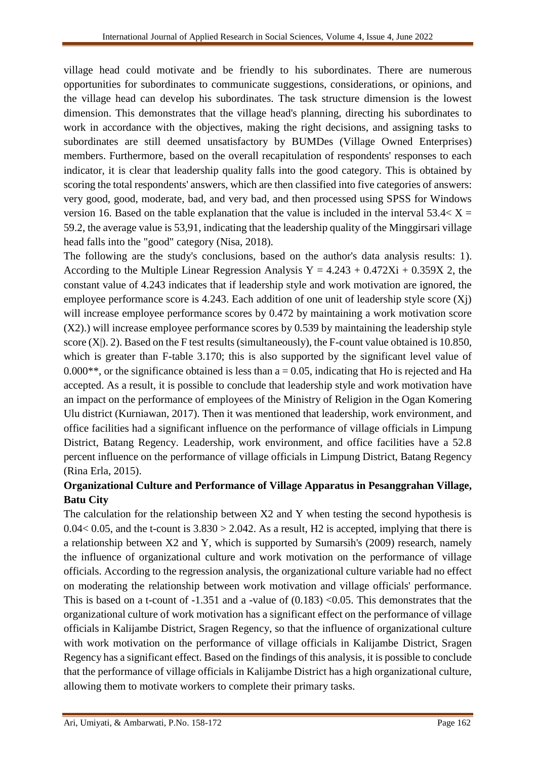village head could motivate and be friendly to his subordinates. There are numerous opportunities for subordinates to communicate suggestions, considerations, or opinions, and the village head can develop his subordinates. The task structure dimension is the lowest dimension. This demonstrates that the village head's planning, directing his subordinates to work in accordance with the objectives, making the right decisions, and assigning tasks to subordinates are still deemed unsatisfactory by BUMDes (Village Owned Enterprises) members. Furthermore, based on the overall recapitulation of respondents' responses to each indicator, it is clear that leadership quality falls into the good category. This is obtained by scoring the total respondents' answers, which are then classified into five categories of answers: very good, good, moderate, bad, and very bad, and then processed using SPSS for Windows version 16. Based on the table explanation that the value is included in the interval $53.4 < X = 59.2$, the average value is 53,91, indicating that the leadership quality of the Minggirsari village head falls into the "good" category (Nisa, 2018).

The following are the study's conclusions, based on the author's data analysis results: 1). According to the Multiple Linear Regression Analysis $Y = 4.243 + 0.472Xi + 0.359X\ 2$, the constant value of 4.243 indicates that if leadership style and work motivation are ignored, the employee performance score is 4.243. Each addition of one unit of leadership style score (Xj) will increase employee performance scores by 0.472 by maintaining a work motivation score (X2).) will increase employee performance scores by 0.539 by maintaining the leadership style score (X|). 2). Based on the F test results (simultaneously), the F-count value obtained is 10.850, which is greater than F-table 3.170; this is also supported by the significant level value of 0.000**, or the significance obtained is less than $a = 0.05$, indicating that Ho is rejected and Ha accepted. As a result, it is possible to conclude that leadership style and work motivation have an impact on the performance of employees of the Ministry of Religion in the Ogan Komering Ulu district (Kurniawan, 2017). Then it was mentioned that leadership, work environment, and office facilities had a significant influence on the performance of village officials in Limpung District, Batang Regency. Leadership, work environment, and office facilities have a 52.8 percent influence on the performance of village officials in Limpung District, Batang Regency (Rina Erla, 2015).

**Organizational Culture and Performance of Village Apparatus in Pesanggrahan Village, Batu City**

The calculation for the relationship between X2 and Y when testing the second hypothesis is $0.04 < 0.05$, and the t-count is $3.830 > 2.042$. As a result, H2 is accepted, implying that there is a relationship between X2 and Y, which is supported by Sumarsih's (2009) research, namely the influence of organizational culture and work motivation on the performance of village officials. According to the regression analysis, the organizational culture variable had no effect on moderating the relationship between work motivation and village officials' performance. This is based on a t-count of -1.351 and a -value of $(0.183) < 0.05$. This demonstrates that the organizational culture of work motivation has a significant effect on the performance of village officials in Kalijambe District, Sragen Regency, so that the influence of organizational culture with work motivation on the performance of village officials in Kalijambe District, Sragen Regency has a significant effect. Based on the findings of this analysis, it is possible to conclude that the performance of village officials in Kalijambe District has a high organizational culture, allowing them to motivate workers to complete their primary tasks.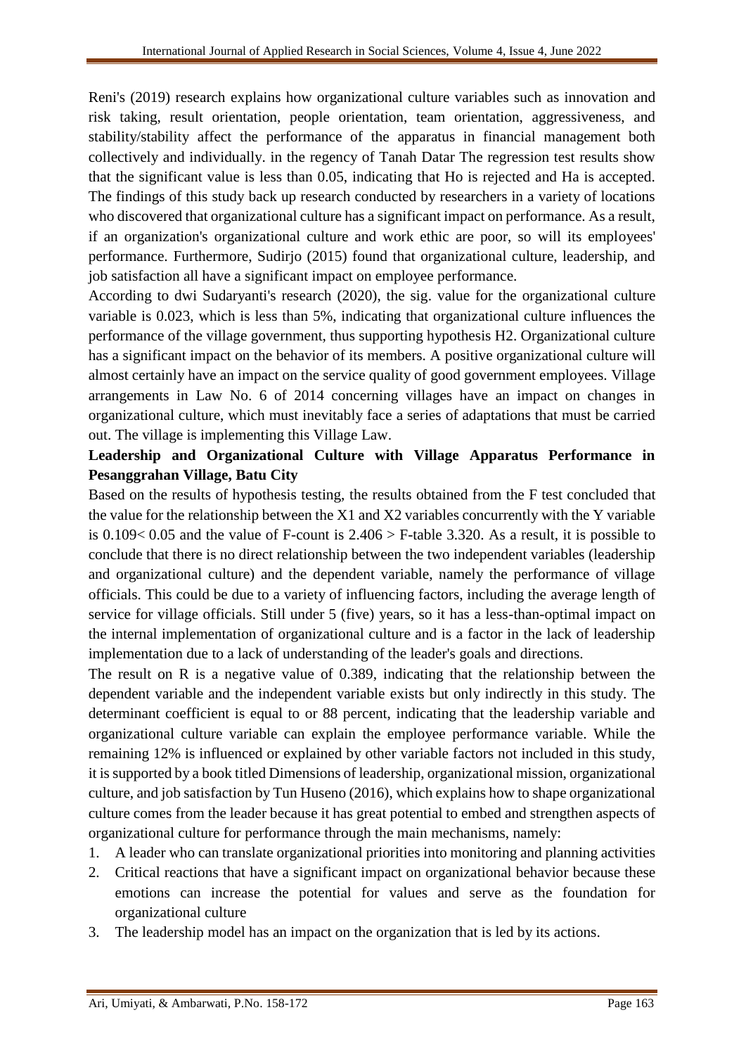Reni's (2019) research explains how organizational culture variables such as innovation and risk taking, result orientation, people orientation, team orientation, aggressiveness, and stability/stability affect the performance of the apparatus in financial management both collectively and individually. in the regency of Tanah Datar The regression test results show that the significant value is less than 0.05, indicating that Ho is rejected and Ha is accepted. The findings of this study back up research conducted by researchers in a variety of locations who discovered that organizational culture has a significant impact on performance. As a result, if an organization's organizational culture and work ethic are poor, so will its employees' performance. Furthermore, Sudirjo (2015) found that organizational culture, leadership, and job satisfaction all have a significant impact on employee performance.

According to dwi Sudaryanti's research (2020), the sig. value for the organizational culture variable is 0.023, which is less than 5%, indicating that organizational culture influences the performance of the village government, thus supporting hypothesis H2. Organizational culture has a significant impact on the behavior of its members. A positive organizational culture will almost certainly have an impact on the service quality of good government employees. Village arrangements in Law No. 6 of 2014 concerning villages have an impact on changes in organizational culture, which must inevitably face a series of adaptations that must be carried out. The village is implementing this Village Law.

**Leadership and Organizational Culture with Village Apparatus Performance in Pesanggrahan Village, Batu City**

Based on the results of hypothesis testing, the results obtained from the F test concluded that the value for the relationship between the X1 and X2 variables concurrently with the Y variable is $0.109 < 0.05$ and the value of F-count is $2.406 >$ F-table 3.320. As a result, it is possible to conclude that there is no direct relationship between the two independent variables (leadership and organizational culture) and the dependent variable, namely the performance of village officials. This could be due to a variety of influencing factors, including the average length of service for village officials. Still under 5 (five) years, so it has a less-than-optimal impact on the internal implementation of organizational culture and is a factor in the lack of leadership implementation due to a lack of understanding of the leader's goals and directions.

The result on R is a negative value of 0.389, indicating that the relationship between the dependent variable and the independent variable exists but only indirectly in this study. The determinant coefficient is equal to or 88 percent, indicating that the leadership variable and organizational culture variable can explain the employee performance variable. While the remaining 12% is influenced or explained by other variable factors not included in this study, it is supported by a book titled Dimensions of leadership, organizational mission, organizational culture, and job satisfaction by Tun Huseno (2016), which explains how to shape organizational culture comes from the leader because it has great potential to embed and strengthen aspects of organizational culture for performance through the main mechanisms, namely:

1. A leader who can translate organizational priorities into monitoring and planning activities
2. Critical reactions that have a significant impact on organizational behavior because these emotions can increase the potential for values and serve as the foundation for organizational culture
3. The leadership model has an impact on the organization that is led by its actions.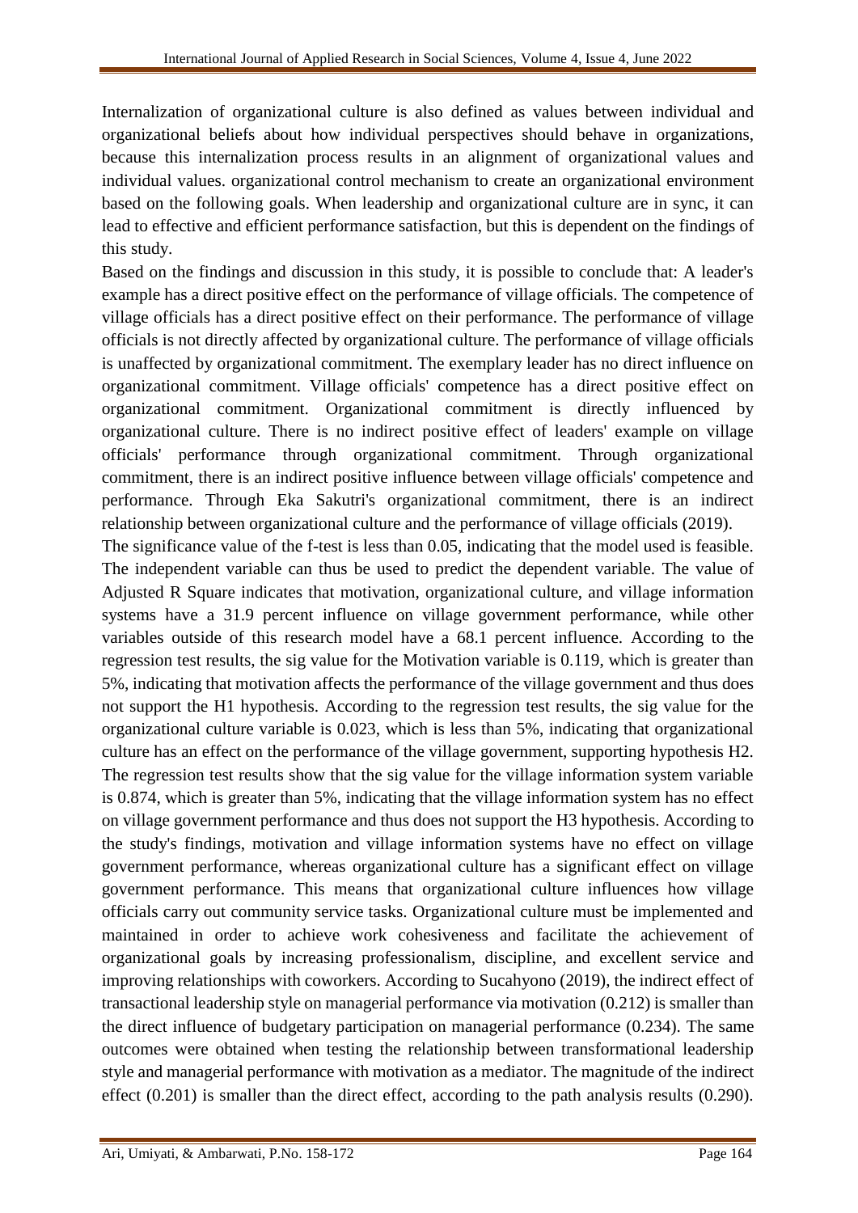Internalization of organizational culture is also defined as values between individual and organizational beliefs about how individual perspectives should behave in organizations, because this internalization process results in an alignment of organizational values and individual values. organizational control mechanism to create an organizational environment based on the following goals. When leadership and organizational culture are in sync, it can lead to effective and efficient performance satisfaction, but this is dependent on the findings of this study.

Based on the findings and discussion in this study, it is possible to conclude that: A leader's example has a direct positive effect on the performance of village officials. The competence of village officials has a direct positive effect on their performance. The performance of village officials is not directly affected by organizational culture. The performance of village officials is unaffected by organizational commitment. The exemplary leader has no direct influence on organizational commitment. Village officials' competence has a direct positive effect on organizational commitment. Organizational commitment is directly influenced by organizational culture. There is no indirect positive effect of leaders' example on village officials' performance through organizational commitment. Through organizational commitment, there is an indirect positive influence between village officials' competence and performance. Through Eka Sakutri's organizational commitment, there is an indirect relationship between organizational culture and the performance of village officials (2019).

The significance value of the f-test is less than 0.05, indicating that the model used is feasible. The independent variable can thus be used to predict the dependent variable. The value of Adjusted R Square indicates that motivation, organizational culture, and village information systems have a 31.9 percent influence on village government performance, while other variables outside of this research model have a 68.1 percent influence. According to the regression test results, the sig value for the Motivation variable is 0.119, which is greater than 5%, indicating that motivation affects the performance of the village government and thus does not support the H1 hypothesis. According to the regression test results, the sig value for the organizational culture variable is 0.023, which is less than 5%, indicating that organizational culture has an effect on the performance of the village government, supporting hypothesis H2. The regression test results show that the sig value for the village information system variable is 0.874, which is greater than 5%, indicating that the village information system has no effect on village government performance and thus does not support the H3 hypothesis. According to the study's findings, motivation and village information systems have no effect on village government performance, whereas organizational culture has a significant effect on village government performance. This means that organizational culture influences how village officials carry out community service tasks. Organizational culture must be implemented and maintained in order to achieve work cohesiveness and facilitate the achievement of organizational goals by increasing professionalism, discipline, and excellent service and improving relationships with coworkers. According to Sucahyono (2019), the indirect effect of transactional leadership style on managerial performance via motivation (0.212) is smaller than the direct influence of budgetary participation on managerial performance (0.234). The same outcomes were obtained when testing the relationship between transformational leadership style and managerial performance with motivation as a mediator. The magnitude of the indirect effect (0.201) is smaller than the direct effect, according to the path analysis results (0.290).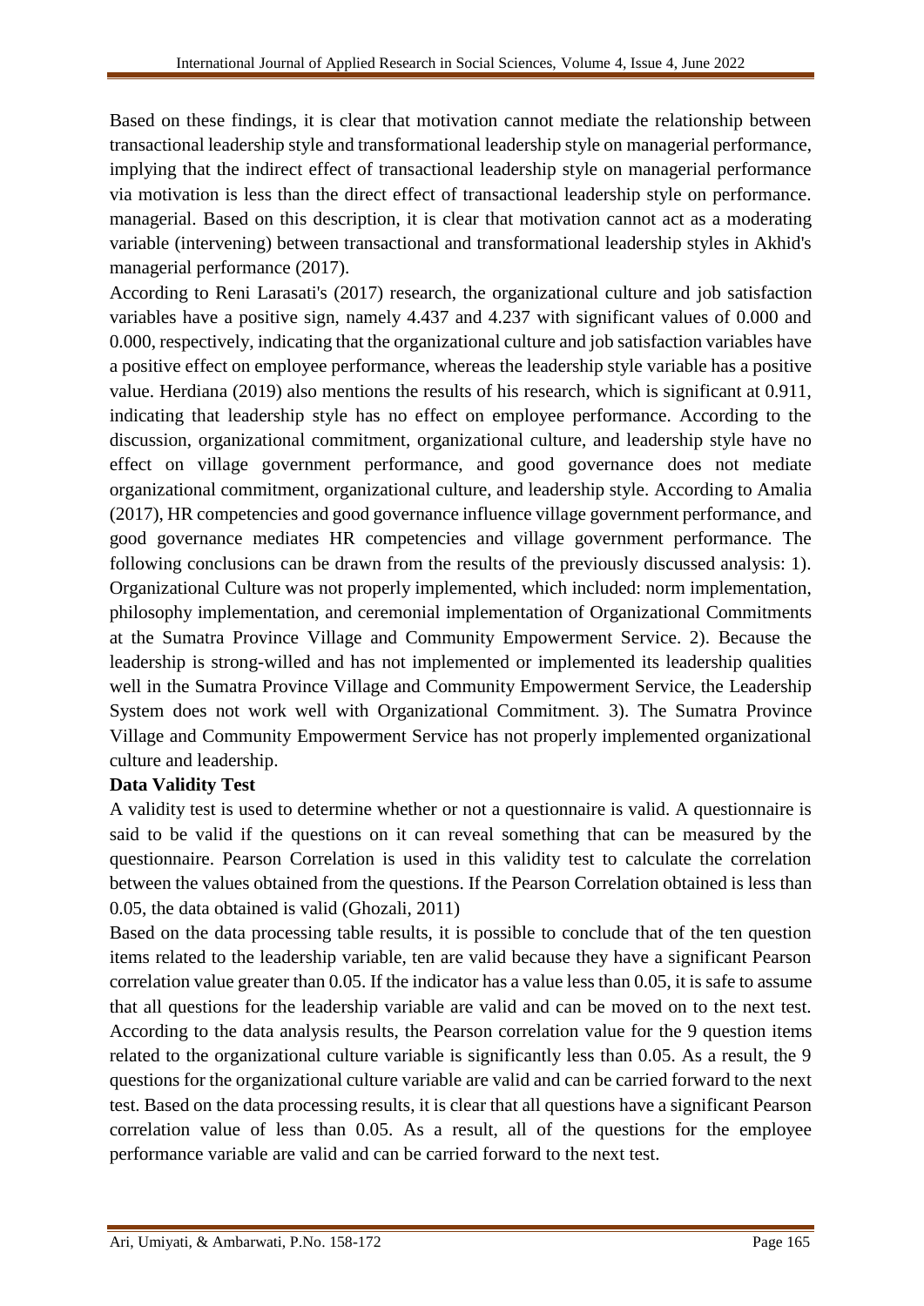Based on these findings, it is clear that motivation cannot mediate the relationship between transactional leadership style and transformational leadership style on managerial performance, implying that the indirect effect of transactional leadership style on managerial performance via motivation is less than the direct effect of transactional leadership style on performance. managerial. Based on this description, it is clear that motivation cannot act as a moderating variable (intervening) between transactional and transformational leadership styles in Akhid's managerial performance (2017).

According to Reni Larasati's (2017) research, the organizational culture and job satisfaction variables have a positive sign, namely 4.437 and 4.237 with significant values of 0.000 and 0.000, respectively, indicating that the organizational culture and job satisfaction variables have a positive effect on employee performance, whereas the leadership style variable has a positive value. Herdiana (2019) also mentions the results of his research, which is significant at 0.911, indicating that leadership style has no effect on employee performance. According to the discussion, organizational commitment, organizational culture, and leadership style have no effect on village government performance, and good governance does not mediate organizational commitment, organizational culture, and leadership style. According to Amalia (2017), HR competencies and good governance influence village government performance, and good governance mediates HR competencies and village government performance. The following conclusions can be drawn from the results of the previously discussed analysis: 1). Organizational Culture was not properly implemented, which included: norm implementation, philosophy implementation, and ceremonial implementation of Organizational Commitments at the Sumatra Province Village and Community Empowerment Service. 2). Because the leadership is strong-willed and has not implemented or implemented its leadership qualities well in the Sumatra Province Village and Community Empowerment Service, the Leadership System does not work well with Organizational Commitment. 3). The Sumatra Province Village and Community Empowerment Service has not properly implemented organizational culture and leadership.

**Data Validity Test**

A validity test is used to determine whether or not a questionnaire is valid. A questionnaire is said to be valid if the questions on it can reveal something that can be measured by the questionnaire. Pearson Correlation is used in this validity test to calculate the correlation between the values obtained from the questions. If the Pearson Correlation obtained is less than 0.05, the data obtained is valid (Ghozali, 2011)

Based on the data processing table results, it is possible to conclude that of the ten question items related to the leadership variable, ten are valid because they have a significant Pearson correlation value greater than 0.05. If the indicator has a value less than 0.05, it is safe to assume that all questions for the leadership variable are valid and can be moved on to the next test. According to the data analysis results, the Pearson correlation value for the 9 question items related to the organizational culture variable is significantly less than 0.05. As a result, the 9 questions for the organizational culture variable are valid and can be carried forward to the next test. Based on the data processing results, it is clear that all questions have a significant Pearson correlation value of less than 0.05. As a result, all of the questions for the employee performance variable are valid and can be carried forward to the next test.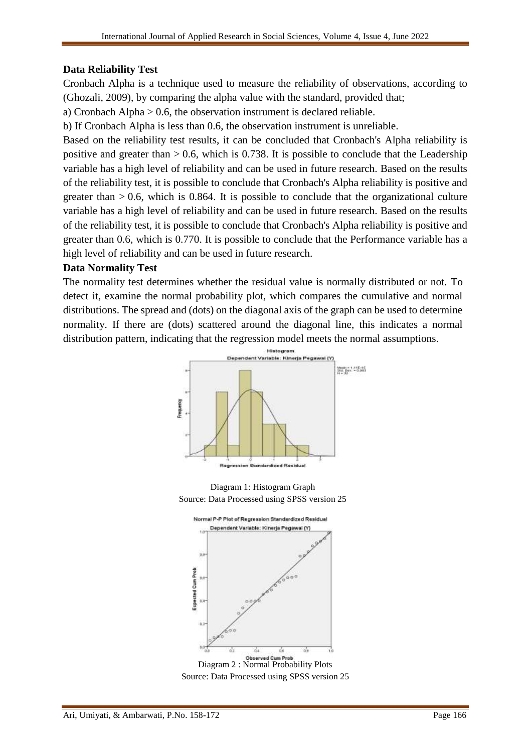**Data Reliability Test**

Cronbach Alpha is a technique used to measure the reliability of observations, according to (Ghozali, 2009), by comparing the alpha value with the standard, provided that;

a) Cronbach Alpha > 0.6, the observation instrument is declared reliable.

b) If Cronbach Alpha is less than 0.6, the observation instrument is unreliable.

Based on the reliability test results, it can be concluded that Cronbach's Alpha reliability is positive and greater than > 0.6, which is 0.738. It is possible to conclude that the Leadership variable has a high level of reliability and can be used in future research. Based on the results of the reliability test, it is possible to conclude that Cronbach's Alpha reliability is positive and greater than > 0.6, which is 0.864. It is possible to conclude that the organizational culture variable has a high level of reliability and can be used in future research. Based on the results of the reliability test, it is possible to conclude that Cronbach's Alpha reliability is positive and greater than 0.6, which is 0.770. It is possible to conclude that the Performance variable has a high level of reliability and can be used in future research.

**Data Normality Test**

The normality test determines whether the residual value is normally distributed or not. To detect it, examine the normal probability plot, which compares the cumulative and normal distributions. The spread and (dots) on the diagonal axis of the graph can be used to determine normality. If there are (dots) scattered around the diagonal line, this indicates a normal distribution pattern, indicating that the regression model meets the normal assumptions.

Diagram 1: Histogram Graph
Source: Data Processed using SPSS version 25

Diagram 2 : Normal Probability Plots
Source: Data Processed using SPSS version 25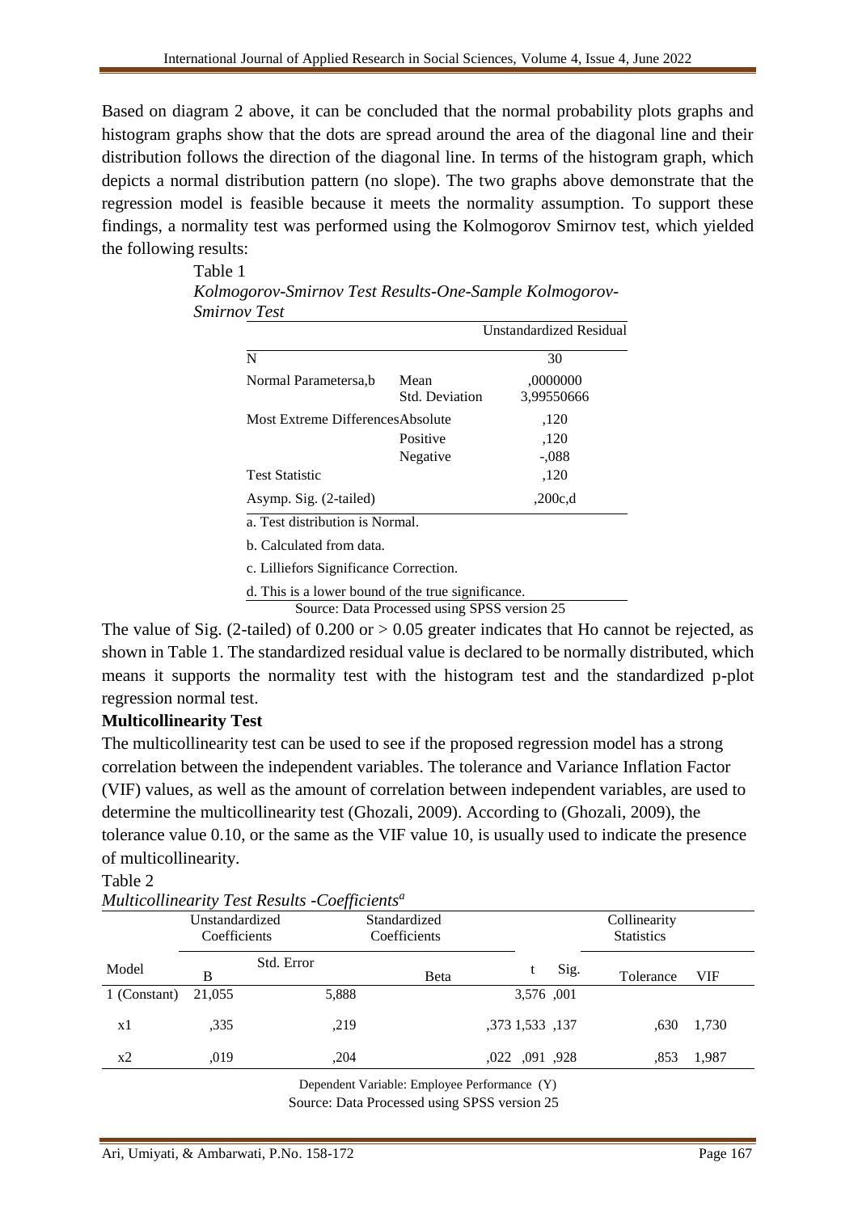Based on diagram 2 above, it can be concluded that the normal probability plots graphs and histogram graphs show that the dots are spread around the area of the diagonal line and their distribution follows the direction of the diagonal line. In terms of the histogram graph, which depicts a normal distribution pattern (no slope). The two graphs above demonstrate that the regression model is feasible because it meets the normality assumption. To support these findings, a normality test was performed using the Kolmogorov Smirnov test, which yielded the following results:

Table 1

*Kolmogorov-Smirnov Test Results-One-Sample Kolmogorov-Smirnov Test*

| | | Unstandardized Residual |
|---|---|---|
| N | | 30 |
| Normal Parametersa,b | Mean | ,0000000 |
| | Std. Deviation | 3,99550666 |
| Most Extreme Differences | Absolute | ,120 |
| | Positive | ,120 |
| | Negative | -,088 |
| Test Statistic | | ,120 |
| Asymp. Sig. (2-tailed) | | ,200c,d |

a. Test distribution is Normal.

b. Calculated from data.

c. Lilliefors Significance Correction.

d. This is a lower bound of the true significance.

Source: Data Processed using SPSS version 25

The value of Sig. (2-tailed) of 0.200 or > 0.05 greater indicates that Ho cannot be rejected, as shown in Table 1. The standardized residual value is declared to be normally distributed, which means it supports the normality test with the histogram test and the standardized p-plot regression normal test.

**Multicollinearity Test**

The multicollinearity test can be used to see if the proposed regression model has a strong correlation between the independent variables. The tolerance and Variance Inflation Factor (VIF) values, as well as the amount of correlation between independent variables, are used to determine the multicollinearity test (Ghozali, 2009). According to (Ghozali, 2009), the tolerance value 0.10, or the same as the VIF value 10, is usually used to indicate the presence of multicollinearity.

Table 2

*Multicollinearity Test Results -Coefficients*[a]

| Model | Unstandardized Coefficients | | Standardized Coefficients | | | Collinearity Statistics | |
|---|---|---|---|---|---|---|---|
| | B | Std. Error | Beta | t | Sig. | Tolerance | VIF |
| 1 (Constant) | 21,055 | 5,888 | | 3,576 | ,001 | | |
| x1 | ,335 | ,219 | ,373 | 1,533 | ,137 | ,630 | 1,730 |
| x2 | ,019 | ,204 | ,022 | ,091 | ,928 | ,853 | 1,987 |

Dependent Variable: Employee Performance (Y)

Source: Data Processed using SPSS version 25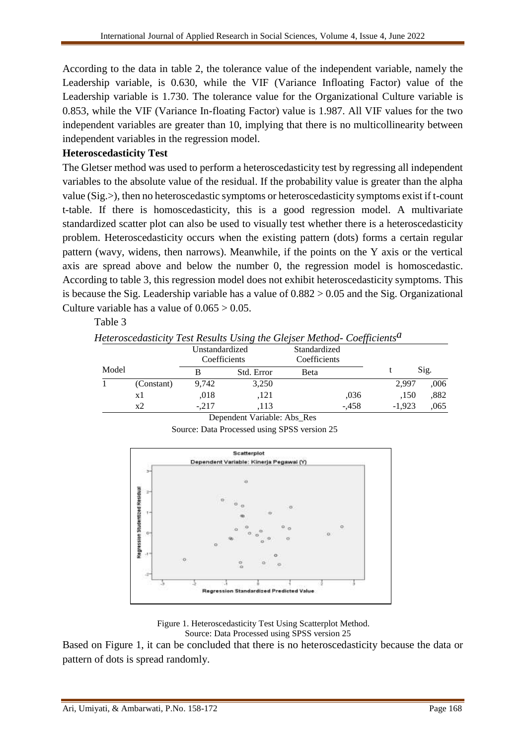According to the data in table 2, the tolerance value of the independent variable, namely the Leadership variable, is 0.630, while the VIF (Variance Infloating Factor) value of the Leadership variable is 1.730. The tolerance value for the Organizational Culture variable is 0.853, while the VIF (Variance In-floating Factor) value is 1.987. All VIF values for the two independent variables are greater than 10, implying that there is no multicollinearity between independent variables in the regression model.

**Heteroscedasticity Test**

The Gletser method was used to perform a heteroscedasticity test by regressing all independent variables to the absolute value of the residual. If the probability value is greater than the alpha value (Sig.>), then no heteroscedastic symptoms or heteroscedasticity symptoms exist if t-count t-table. If there is homoscedasticity, this is a good regression model. A multivariate standardized scatter plot can also be used to visually test whether there is a heteroscedasticity problem. Heteroscedasticity occurs when the existing pattern (dots) forms a certain regular pattern (wavy, widens, then narrows). Meanwhile, if the points on the Y axis or the vertical axis are spread above and below the number 0, the regression model is homoscedastic. According to table 3, this regression model does not exhibit heteroscedasticity symptoms. This is because the Sig. Leadership variable has a value of 0.882 > 0.05 and the Sig. Organizational Culture variable has a value of 0.065 > 0.05.

Table 3

*Heteroscedasticity Test Results Using the Glejser Method- Coefficients*[a]

| Model | | Unstandardized Coefficients | | Standardized Coefficients | t | Sig. |
|---|---|---|---|---|---|---|
| | | B | Std. Error | Beta | | |
| 1 | (Constant) | 9,742 | 3,250 | | 2,997 | ,006 |
| | x1 | ,018 | ,121 | ,036 | ,150 | ,882 |
| | x2 | -,217 | ,113 | -,458 | -1,923 | ,065 |

Dependent Variable: Abs_Res

Source: Data Processed using SPSS version 25

Figure 1. Heteroscedasticity Test Using Scatterplot Method.
Source: Data Processed using SPSS version 25

Based on Figure 1, it can be concluded that there is no heteroscedasticity because the data or pattern of dots is spread randomly.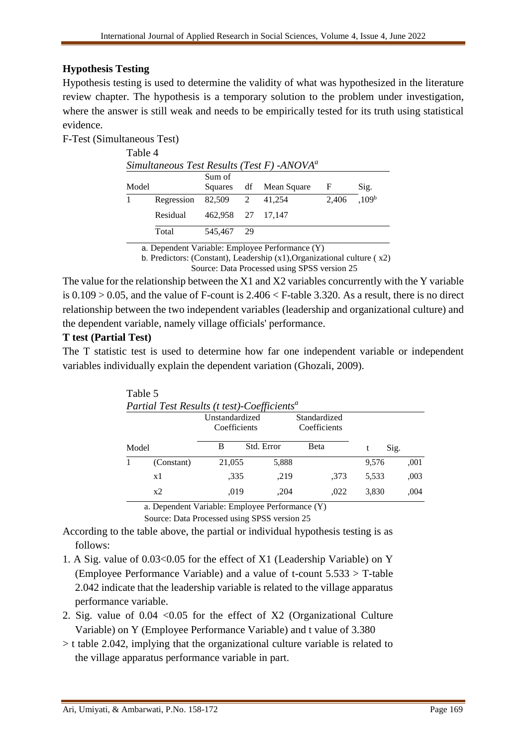### Hypothesis Testing

Hypothesis testing is used to determine the validity of what was hypothesized in the literature review chapter. The hypothesis is a temporary solution to the problem under investigation, where the answer is still weak and needs to be empirically tested for its truth using statistical evidence.

F-Test (Simultaneous Test)

Table 4

*Simultaneous Test Results (Test F) -ANOVA[a]*

| Model | | Sum of Squares | df | Mean Square | F | Sig. |
|---|---|---|---|---|---|---|
| 1 | Regression | 82,509 | 2 | 41,254 | 2,406 | ,109[b] |
| | Residual | 462,958 | 27 | 17,147 | | |
| | Total | 545,467 | 29 | | | |

a. Dependent Variable: Employee Performance (Y)

b. Predictors: (Constant), Leadership (x1),Organizational culture ( x2)

Source: Data Processed using SPSS version 25

The value for the relationship between the X1 and X2 variables concurrently with the Y variable is $0.109 > 0.05$, and the value of F-count is $2.406 <$ F-table 3.320. As a result, there is no direct relationship between the two independent variables (leadership and organizational culture) and the dependent variable, namely village officials' performance.

**T test (Partial Test)**

The T statistic test is used to determine how far one independent variable or independent variables individually explain the dependent variation (Ghozali, 2009).

Table 5

*Partial Test Results (t test)-Coefficients[a]*

| Model | | Unstandardized Coefficients | | Standardized Coefficients | | |
|---|---|---|---|---|---|---|
| | | B | Std. Error | Beta | t | Sig. |
| 1 | (Constant) | 21,055 | 5,888 | | 9,576 | ,001 |
| | x1 | ,335 | ,219 | ,373 | 5,533 | ,003 |
| | x2 | ,019 | ,204 | ,022 | 3,830 | ,004 |

a. Dependent Variable: Employee Performance (Y)

Source: Data Processed using SPSS version 25

According to the table above, the partial or individual hypothesis testing is as follows:

1. A Sig. value of 0.03<0.05 for the effect of X1 (Leadership Variable) on Y (Employee Performance Variable) and a value of t-count $5.533 >$ T-table 2.042 indicate that the leadership variable is related to the village apparatus performance variable.
2. Sig. value of 0.04 <0.05 for the effect of X2 (Organizational Culture Variable) on Y (Employee Performance Variable) and t value of 3.380 > t table 2.042, implying that the organizational culture variable is related to the village apparatus performance variable in part.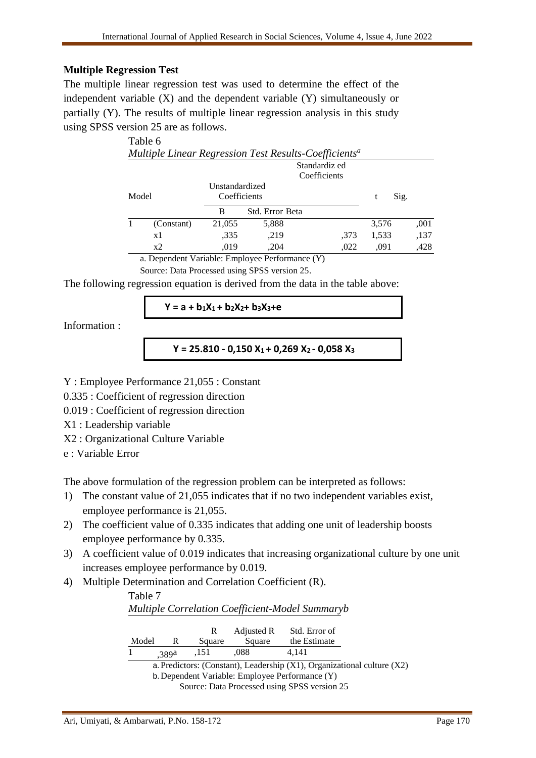### Multiple Regression Test

The multiple linear regression test was used to determine the effect of the independent variable (X) and the dependent variable (Y) simultaneously or partially (Y). The results of multiple linear regression analysis in this study using SPSS version 25 are as follows.

Table 6

*Multiple Linear Regression Test Results-Coefficients[a]*

| Model | | Unstandardized Coefficients | | Standardiz ed Coefficients | t | Sig. |
|---|---|---|---|---|---|---|
| | | B | Std. Error | Beta | | |
| 1 | (Constant) | 21,055 | 5,888 | | 3,576 | ,001 |
| | x1 | ,335 | ,219 | ,373 | 1,533 | ,137 |
| | x2 | ,019 | ,204 | ,022 | ,091 | ,428 |

a. Dependent Variable: Employee Performance (Y)

Source: Data Processed using SPSS version 25.

The following regression equation is derived from the data in the table above:

$$Y = a + b_1X_1 + b_2X_2 + b_3X_3 + e$$

Information :

$$Y = 25.810 - 0,150\ X_1 + 0,269\ X_2 - 0,058\ X_3$$

Y : Employee Performance 21,055 : Constant

0.335 : Coefficient of regression direction

0.019 : Coefficient of regression direction

X1 : Leadership variable

X2 : Organizational Culture Variable

e : Variable Error

The above formulation of the regression problem can be interpreted as follows:

1) The constant value of 21,055 indicates that if no two independent variables exist, employee performance is 21,055.
2) The coefficient value of 0.335 indicates that adding one unit of leadership boosts employee performance by 0.335.
3) A coefficient value of 0.019 indicates that increasing organizational culture by one unit increases employee performance by 0.019.
4) Multiple Determination and Correlation Coefficient (R).

Table 7

*Multiple Correlation Coefficient-Model Summaryb*

| Model | R | R Square | Adjusted R Square | Std. Error of the Estimate |
|---|---|---|---|---|
| 1 | ,389[a] | ,151 | ,088 | 4,141 |

a. Predictors: (Constant), Leadership (X1), Organizational culture (X2)

b. Dependent Variable: Employee Performance (Y)

Source: Data Processed using SPSS version 25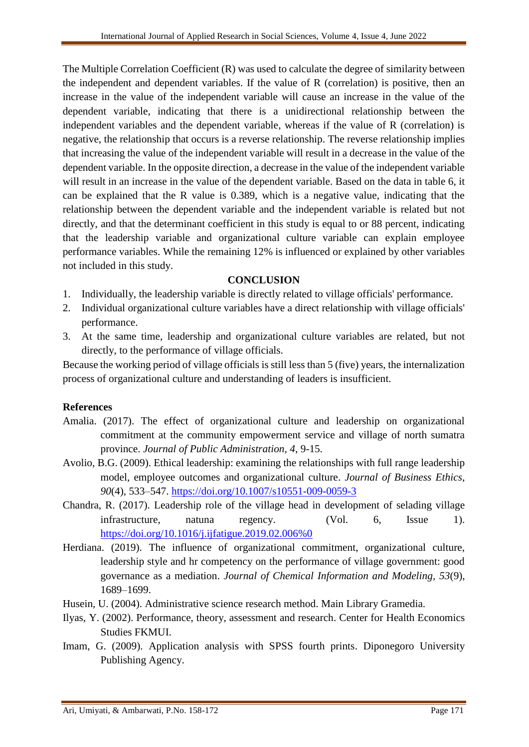The Multiple Correlation Coefficient (R) was used to calculate the degree of similarity between the independent and dependent variables. If the value of R (correlation) is positive, then an increase in the value of the independent variable will cause an increase in the value of the dependent variable, indicating that there is a unidirectional relationship between the independent variables and the dependent variable, whereas if the value of R (correlation) is negative, the relationship that occurs is a reverse relationship. The reverse relationship implies that increasing the value of the independent variable will result in a decrease in the value of the dependent variable. In the opposite direction, a decrease in the value of the independent variable will result in an increase in the value of the dependent variable. Based on the data in table 6, it can be explained that the R value is 0.389, which is a negative value, indicating that the relationship between the dependent variable and the independent variable is related but not directly, and that the determinant coefficient in this study is equal to or 88 percent, indicating that the leadership variable and organizational culture variable can explain employee performance variables. While the remaining 12% is influenced or explained by other variables not included in this study.

## CONCLUSION

1. Individually, the leadership variable is directly related to village officials' performance.
2. Individual organizational culture variables have a direct relationship with village officials' performance.
3. At the same time, leadership and organizational culture variables are related, but not directly, to the performance of village officials.

Because the working period of village officials is still less than 5 (five) years, the internalization process of organizational culture and understanding of leaders is insufficient.

## References

Amalia. (2017). The effect of organizational culture and leadership on organizational commitment at the community empowerment service and village of north sumatra province. *Journal of Public Administration, 4*, 9-15.

Avolio, B.G. (2009). Ethical leadership: examining the relationships with full range leadership model, employee outcomes and organizational culture. *Journal of Business Ethics, 90*(4), 533–547. https://doi.org/10.1007/s10551-009-0059-3

Chandra, R. (2017). Leadership role of the village head in development of selading village infrastructure, natuna regency. (Vol. 6, Issue 1). https://doi.org/10.1016/j.ijfatigue.2019.02.006%0

Herdiana. (2019). The influence of organizational commitment, organizational culture, leadership style and hr competency on the performance of village government: good governance as a mediation. *Journal of Chemical Information and Modeling, 53*(9), 1689–1699.

Husein, U. (2004). Administrative science research method. Main Library Gramedia.

Ilyas, Y. (2002). Performance, theory, assessment and research. Center for Health Economics Studies FKMUI.

Imam, G. (2009). Application analysis with SPSS fourth prints. Diponegoro University Publishing Agency.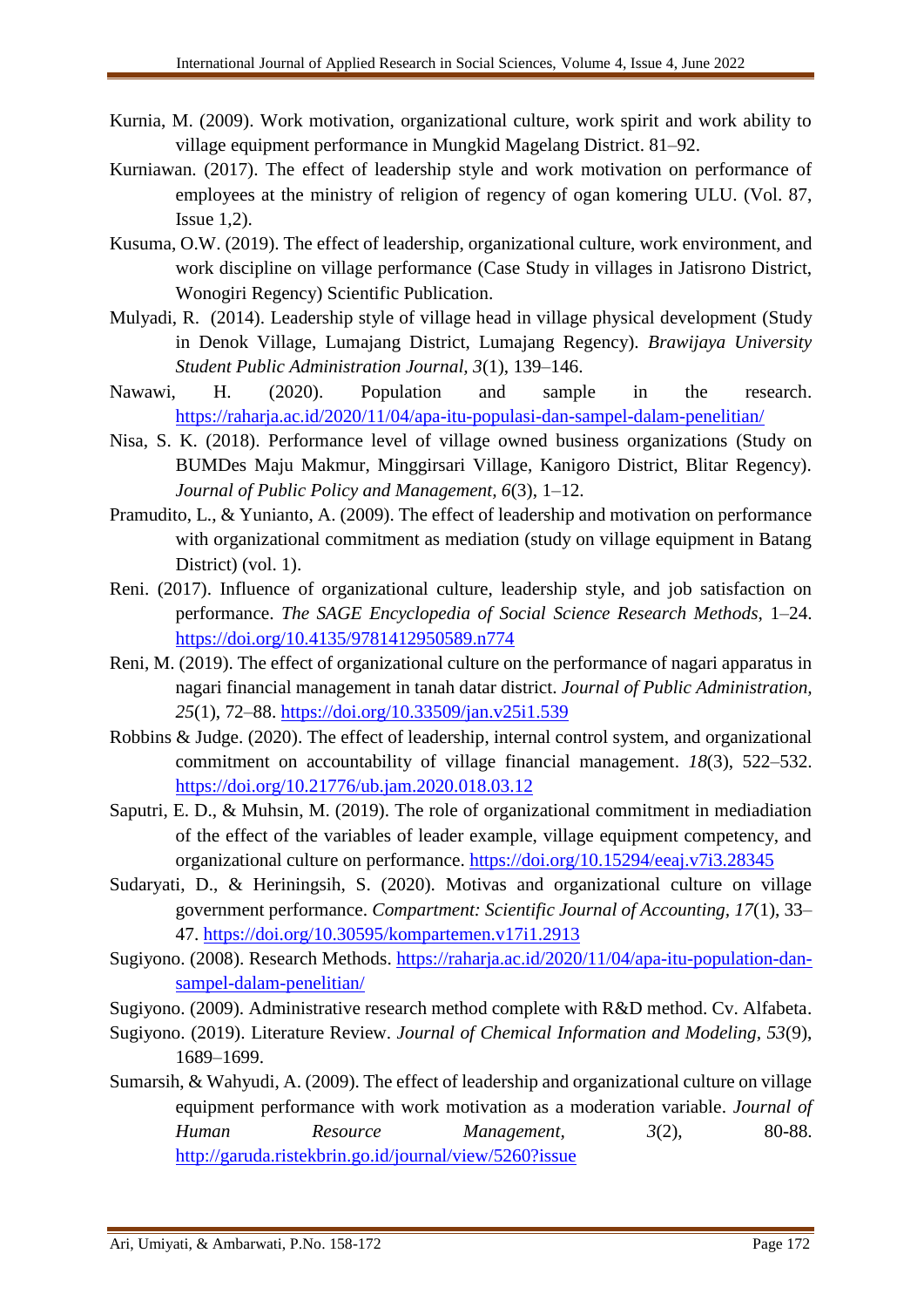Kurnia, M. (2009). Work motivation, organizational culture, work spirit and work ability to village equipment performance in Mungkid Magelang District. 81–92.

Kurniawan. (2017). The effect of leadership style and work motivation on performance of employees at the ministry of religion of regency of ogan komering ULU. (Vol. 87, Issue 1,2).

Kusuma, O.W. (2019). The effect of leadership, organizational culture, work environment, and work discipline on village performance (Case Study in villages in Jatisrono District, Wonogiri Regency) Scientific Publication.

Mulyadi, R. (2014). Leadership style of village head in village physical development (Study in Denok Village, Lumajang District, Lumajang Regency). *Brawijaya University Student Public Administration Journal, 3*(1), 139–146.

Nawawi, H. (2020). Population and sample in the research. https://raharja.ac.id/2020/11/04/apa-itu-populasi-dan-sampel-dalam-penelitian/

Nisa, S. K. (2018). Performance level of village owned business organizations (Study on BUMDes Maju Makmur, Minggirsari Village, Kanigoro District, Blitar Regency). *Journal of Public Policy and Management, 6*(3), 1–12.

Pramudito, L., & Yunianto, A. (2009). The effect of leadership and motivation on performance with organizational commitment as mediation (study on village equipment in Batang District) (vol. 1).

Reni. (2017). Influence of organizational culture, leadership style, and job satisfaction on performance. *The SAGE Encyclopedia of Social Science Research Methods*, 1–24. https://doi.org/10.4135/9781412950589.n774

Reni, M. (2019). The effect of organizational culture on the performance of nagari apparatus in nagari financial management in tanah datar district. *Journal of Public Administration, 25*(1), 72–88. https://doi.org/10.33509/jan.v25i1.539

Robbins & Judge. (2020). The effect of leadership, internal control system, and organizational commitment on accountability of village financial management. *18*(3), 522–532. https://doi.org/10.21776/ub.jam.2020.018.03.12

Saputri, E. D., & Muhsin, M. (2019). The role of organizational commitment in mediadiation of the effect of the variables of leader example, village equipment competency, and organizational culture on performance. https://doi.org/10.15294/eeaj.v7i3.28345

Sudaryati, D., & Heriningsih, S. (2020). Motivas and organizational culture on village government performance. *Compartment: Scientific Journal of Accounting, 17*(1), 33–47. https://doi.org/10.30595/kompartemen.v17i1.2913

Sugiyono. (2008). Research Methods. https://raharja.ac.id/2020/11/04/apa-itu-population-dan-sampel-dalam-penelitian/

Sugiyono. (2009). Administrative research method complete with R&D method. Cv. Alfabeta.

Sugiyono. (2019). Literature Review. *Journal of Chemical Information and Modeling, 53*(9), 1689–1699.

Sumarsih, & Wahyudi, A. (2009). The effect of leadership and organizational culture on village equipment performance with work motivation as a moderation variable. *Journal of Human Resource Management, 3*(2), 80-88. http://garuda.ristekbrin.go.id/journal/view/5260?issue